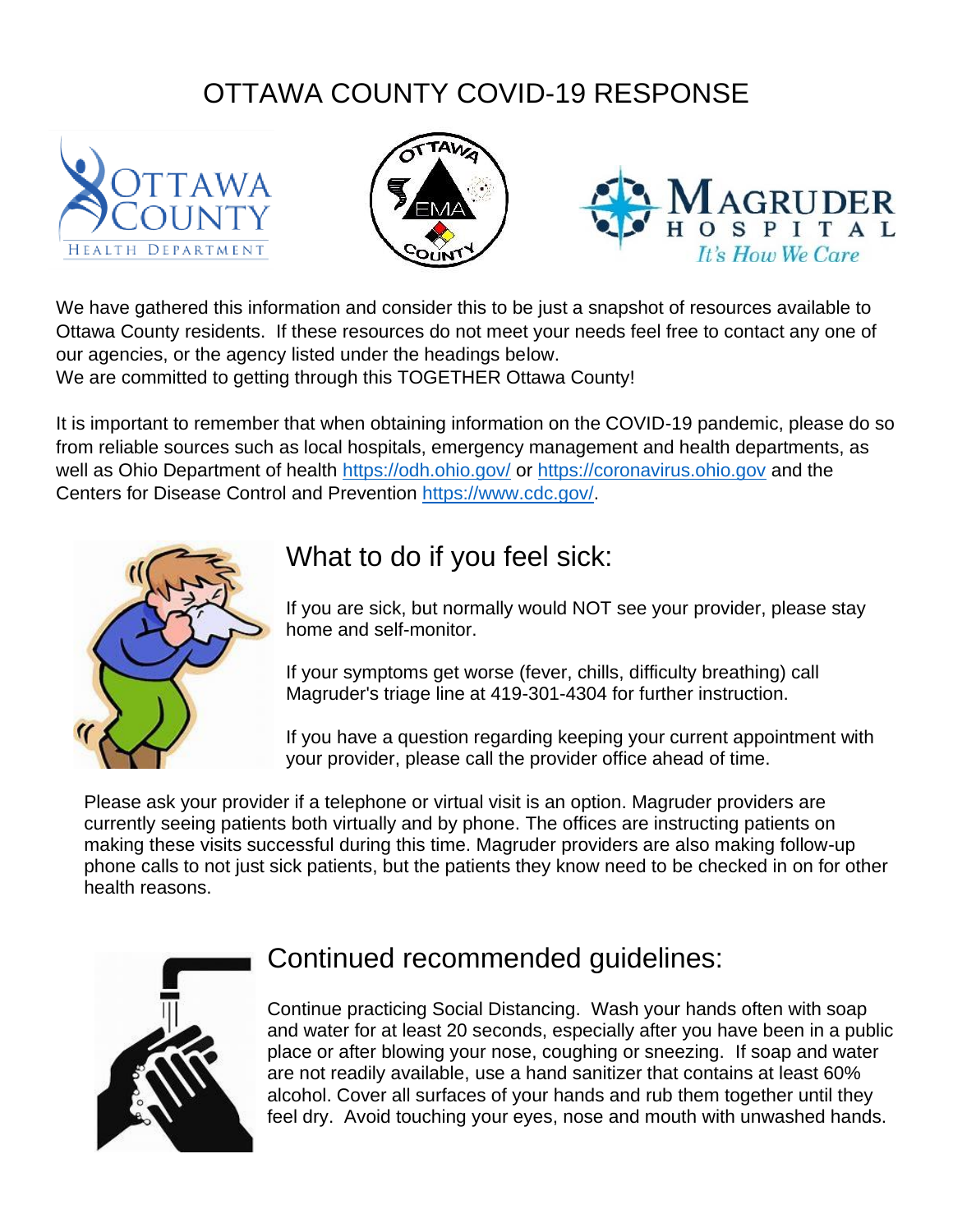# OTTAWA COUNTY COVID-19 RESPONSE

We have gathered this information and consider this to be just a snapshot of resources available to Ottawa County residents. If these resources do not meet your needs feel free to contact any one of our agencies, or the agency listed under the headings below.
We are committed to getting through this TOGETHER Ottawa County!

It is important to remember that when obtaining information on the COVID-19 pandemic, please do so from reliable sources such as local hospitals, emergency management and health departments, as well as Ohio Department of health https://odh.ohio.gov/ or https://coronavirus.ohio.gov and the Centers for Disease Control and Prevention https://www.cdc.gov/.

## What to do if you feel sick:

If you are sick, but normally would NOT see your provider, please stay home and self-monitor.

If your symptoms get worse (fever, chills, difficulty breathing) call Magruder's triage line at 419-301-4304 for further instruction.

If you have a question regarding keeping your current appointment with your provider, please call the provider office ahead of time.

Please ask your provider if a telephone or virtual visit is an option. Magruder providers are currently seeing patients both virtually and by phone. The offices are instructing patients on making these visits successful during this time. Magruder providers are also making follow-up phone calls to not just sick patients, but the patients they know need to be checked in on for other health reasons.

## Continued recommended guidelines:

Continue practicing Social Distancing. Wash your hands often with soap and water for at least 20 seconds, especially after you have been in a public place or after blowing your nose, coughing or sneezing. If soap and water are not readily available, use a hand sanitizer that contains at least 60% alcohol. Cover all surfaces of your hands and rub them together until they feel dry. Avoid touching your eyes, nose and mouth with unwashed hands.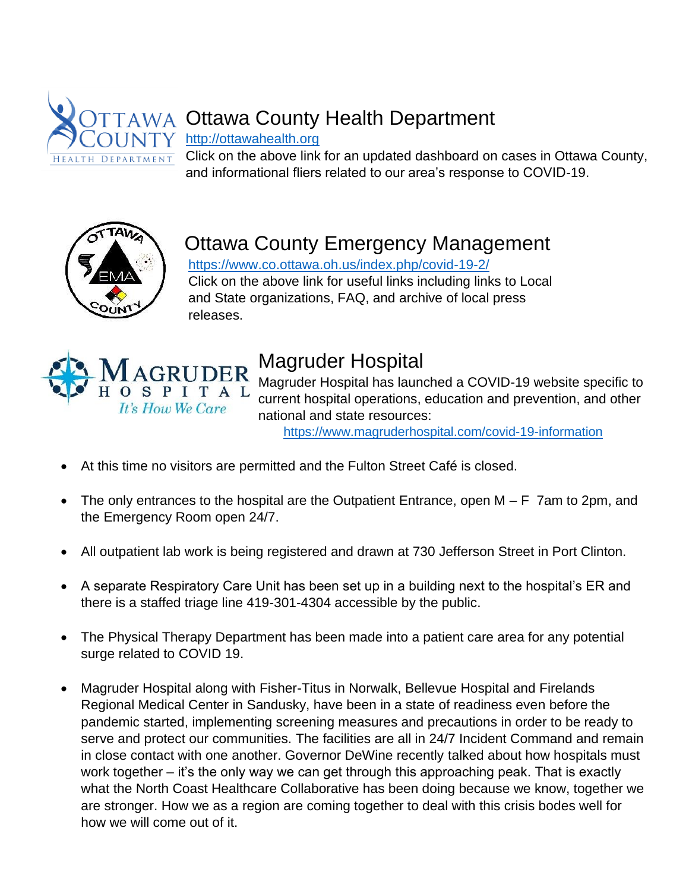## Ottawa County Health Department

http://ottawahealth.org

Click on the above link for an updated dashboard on cases in Ottawa County, and informational fliers related to our area's response to COVID-19.

## Ottawa County Emergency Management

https://www.co.ottawa.oh.us/index.php/covid-19-2/

Click on the above link for useful links including links to Local and State organizations, FAQ, and archive of local press releases.

## Magruder Hospital

Magruder Hospital has launched a COVID-19 website specific to current hospital operations, education and prevention, and other national and state resources:

https://www.magruderhospital.com/covid-19-information

- At this time no visitors are permitted and the Fulton Street Café is closed.
- The only entrances to the hospital are the Outpatient Entrance, open M – F 7am to 2pm, and the Emergency Room open 24/7.
- All outpatient lab work is being registered and drawn at 730 Jefferson Street in Port Clinton.
- A separate Respiratory Care Unit has been set up in a building next to the hospital's ER and there is a staffed triage line 419-301-4304 accessible by the public.
- The Physical Therapy Department has been made into a patient care area for any potential surge related to COVID 19.
- Magruder Hospital along with Fisher-Titus in Norwalk, Bellevue Hospital and Firelands Regional Medical Center in Sandusky, have been in a state of readiness even before the pandemic started, implementing screening measures and precautions in order to be ready to serve and protect our communities. The facilities are all in 24/7 Incident Command and remain in close contact with one another. Governor DeWine recently talked about how hospitals must work together – it's the only way we can get through this approaching peak. That is exactly what the North Coast Healthcare Collaborative has been doing because we know, together we are stronger. How we as a region are coming together to deal with this crisis bodes well for how we will come out of it.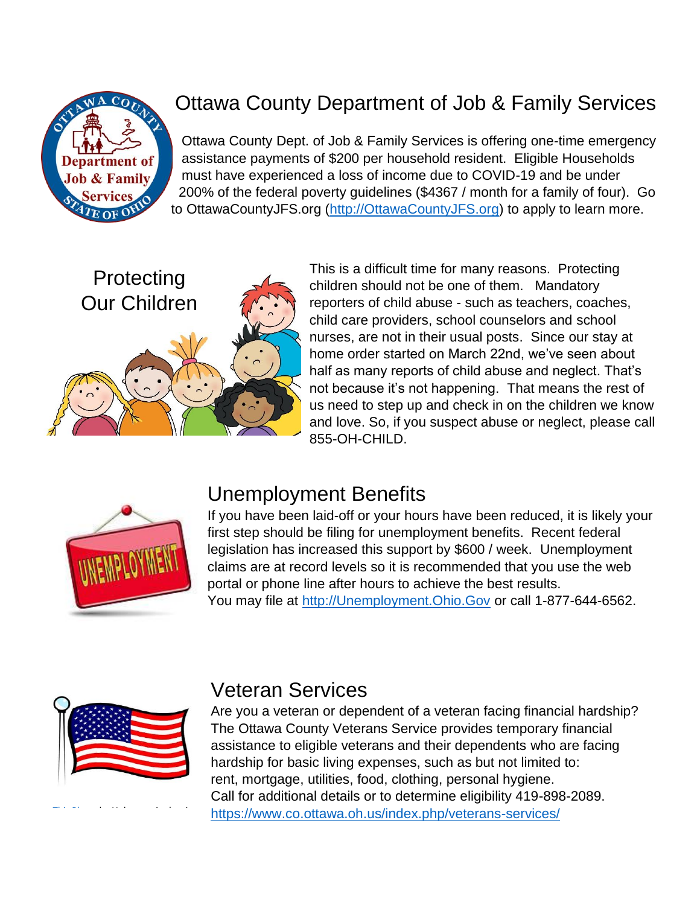## Ottawa County Department of Job & Family Services

Ottawa County Dept. of Job & Family Services is offering one-time emergency assistance payments of $200 per household resident. Eligible Households must have experienced a loss of income due to COVID-19 and be under 200% of the federal poverty guidelines ($4367 / month for a family of four). Go to OttawaCountyJFS.org (http://OttawaCountyJFS.org) to apply to learn more.

## Protecting Our Children

This is a difficult time for many reasons. Protecting children should not be one of them. Mandatory reporters of child abuse - such as teachers, coaches, child care providers, school counselors and school nurses, are not in their usual posts. Since our stay at home order started on March 22nd, we've seen about half as many reports of child abuse and neglect. That's not because it's not happening. That means the rest of us need to step up and check in on the children we know and love. So, if you suspect abuse or neglect, please call 855-OH-CHILD.

## Unemployment Benefits

If you have been laid-off or your hours have been reduced, it is likely your first step should be filing for unemployment benefits. Recent federal legislation has increased this support by $600 / week. Unemployment claims are at record levels so it is recommended that you use the web portal or phone line after hours to achieve the best results.
You may file at http://Unemployment.Ohio.Gov or call 1-877-644-6562.

## Veteran Services

Are you a veteran or dependent of a veteran facing financial hardship? The Ottawa County Veterans Service provides temporary financial assistance to eligible veterans and their dependents who are facing hardship for basic living expenses, such as but not limited to: rent, mortgage, utilities, food, clothing, personal hygiene.
Call for additional details or to determine eligibility 419-898-2089.
https://www.co.ottawa.oh.us/index.php/veterans-services/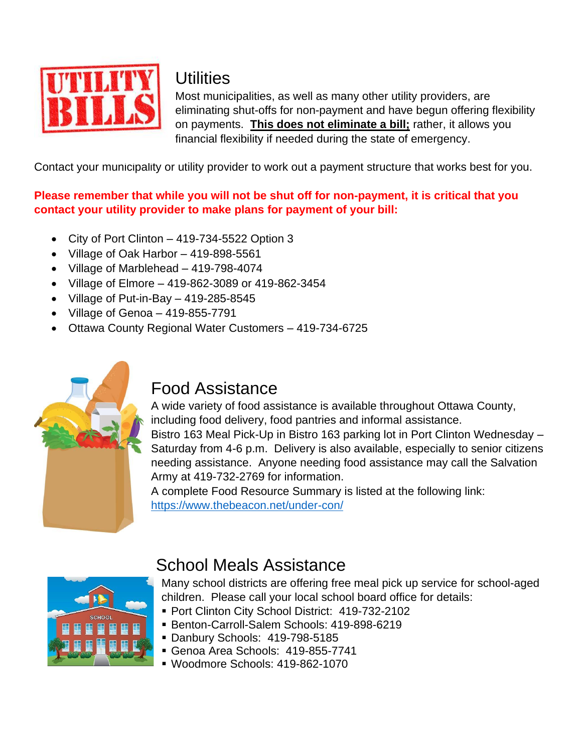## Utilities

Most municipalities, as well as many other utility providers, are eliminating shut-offs for non-payment and have begun offering flexibility on payments. **This does not eliminate a bill;** rather, it allows you financial flexibility if needed during the state of emergency.

Contact your municipality or utility provider to work out a payment structure that works best for you.

**Please remember that while you will not be shut off for non-payment, it is critical that you contact your utility provider to make plans for payment of your bill:**

- City of Port Clinton – 419-734-5522 Option 3
- Village of Oak Harbor – 419-898-5561
- Village of Marblehead – 419-798-4074
- Village of Elmore – 419-862-3089 or 419-862-3454
- Village of Put-in-Bay – 419-285-8545
- Village of Genoa – 419-855-7791
- Ottawa County Regional Water Customers – 419-734-6725

## Food Assistance

A wide variety of food assistance is available throughout Ottawa County, including food delivery, food pantries and informal assistance.
Bistro 163 Meal Pick-Up in Bistro 163 parking lot in Port Clinton Wednesday – Saturday from 4-6 p.m. Delivery is also available, especially to senior citizens needing assistance. Anyone needing food assistance may call the Salvation Army at 419-732-2769 for information.
A complete Food Resource Summary is listed at the following link:
https://www.thebeacon.net/under-con/

## School Meals Assistance

Many school districts are offering free meal pick up service for school-aged children. Please call your local school board office for details:

- Port Clinton City School District: 419-732-2102
- Benton-Carroll-Salem Schools: 419-898-6219
- Danbury Schools: 419-798-5185
- Genoa Area Schools: 419-855-7741
- Woodmore Schools: 419-862-1070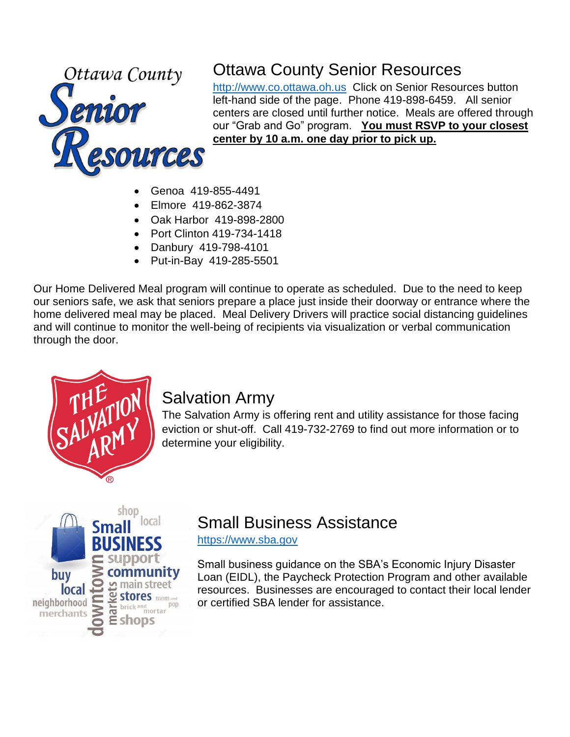## Ottawa County Senior Resources

http://www.co.ottawa.oh.us Click on Senior Resources button left-hand side of the page. Phone 419-898-6459. All senior centers are closed until further notice. Meals are offered through our "Grab and Go" program. **You must RSVP to your closest center by 10 a.m. one day prior to pick up.**

- Genoa 419-855-4491
- Elmore 419-862-3874
- Oak Harbor 419-898-2800
- Port Clinton 419-734-1418
- Danbury 419-798-4101
- Put-in-Bay 419-285-5501

Our Home Delivered Meal program will continue to operate as scheduled. Due to the need to keep our seniors safe, we ask that seniors prepare a place just inside their doorway or entrance where the home delivered meal may be placed. Meal Delivery Drivers will practice social distancing guidelines and will continue to monitor the well-being of recipients via visualization or verbal communication through the door.

## Salvation Army

The Salvation Army is offering rent and utility assistance for those facing eviction or shut-off. Call 419-732-2769 to find out more information or to determine your eligibility.

## Small Business Assistance

https://www.sba.gov

Small business guidance on the SBA's Economic Injury Disaster Loan (EIDL), the Paycheck Protection Program and other available resources. Businesses are encouraged to contact their local lender or certified SBA lender for assistance.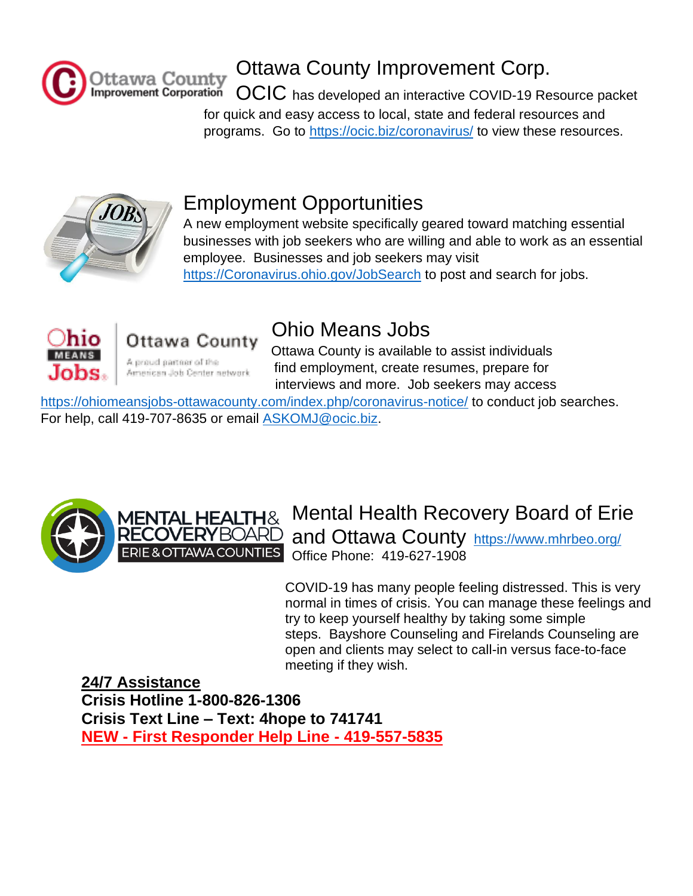## Ottawa County Improvement Corp.

OCIC has developed an interactive COVID-19 Resource packet for quick and easy access to local, state and federal resources and programs. Go to https://ocic.biz/coronavirus/ to view these resources.

## Employment Opportunities

A new employment website specifically geared toward matching essential businesses with job seekers who are willing and able to work as an essential employee. Businesses and job seekers may visit https://Coronavirus.ohio.gov/JobSearch to post and search for jobs.

## Ohio Means Jobs

Ottawa County is available to assist individuals find employment, create resumes, prepare for interviews and more. Job seekers may access https://ohiomeansjobs-ottawacounty.com/index.php/coronavirus-notice/ to conduct job searches. For help, call 419-707-8635 or email ASKOMJ@ocic.biz.

## Mental Health Recovery Board of Erie and Ottawa County

https://www.mhrbeo.org/
Office Phone: 419-627-1908

COVID-19 has many people feeling distressed. This is very normal in times of crisis. You can manage these feelings and try to keep yourself healthy by taking some simple steps. Bayshore Counseling and Firelands Counseling are open and clients may select to call-in versus face-to-face meeting if they wish.

**24/7 Assistance**
**Crisis Hotline 1-800-826-1306**
**Crisis Text Line – Text: 4hope to 741741**
**NEW - First Responder Help Line - 419-557-5835**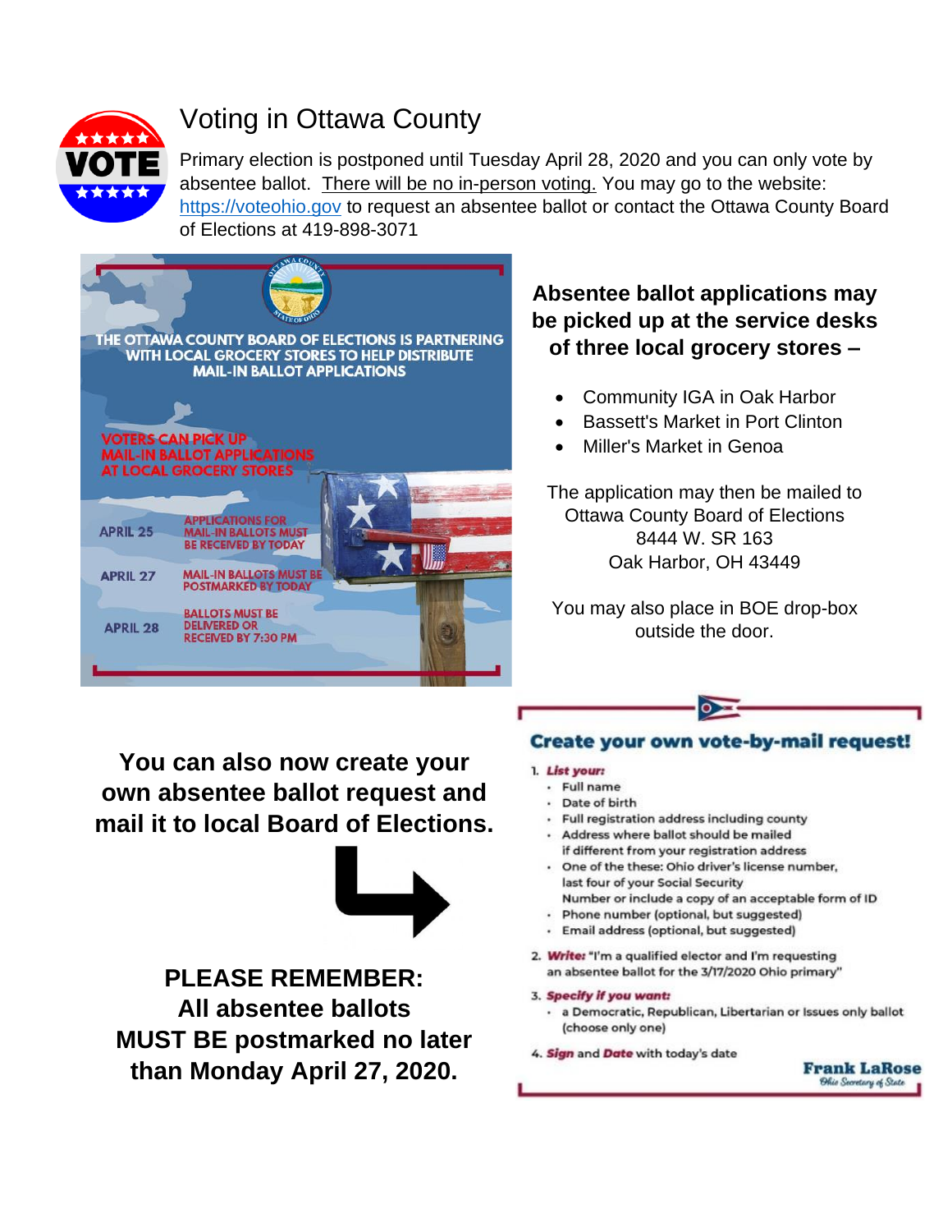# Voting in Ottawa County

Primary election is postponed until Tuesday April 28, 2020 and you can only vote by absentee ballot. There will be no in-person voting. You may go to the website: https://voteohio.gov to request an absentee ballot or contact the Ottawa County Board of Elections at 419-898-3071

THE OTTAWA COUNTY BOARD OF ELECTIONS IS PARTNERING WITH LOCAL GROCERY STORES TO HELP DISTRIBUTE MAIL-IN BALLOT APPLICATIONS

VOTERS CAN PICK UP MAIL-IN BALLOT APPLICATIONS AT LOCAL GROCERY STORES

| | |
|---|---|
| APRIL 25 | APPLICATIONS FOR MAIL-IN BALLOTS MUST BE RECEIVED BY TODAY |
| APRIL 27 | MAIL-IN BALLOTS MUST BE POSTMARKED BY TODAY |
| APRIL 28 | BALLOTS MUST BE DELIVERED OR RECEIVED BY 7:30 PM |

**Absentee ballot applications may be picked up at the service desks of three local grocery stores –**

- Community IGA in Oak Harbor
- Bassett's Market in Port Clinton
- Miller's Market in Genoa

The application may then be mailed to
Ottawa County Board of Elections
8444 W. SR 163
Oak Harbor, OH 43449

You may also place in BOE drop-box outside the door.

**You can also now create your own absentee ballot request and mail it to local Board of Elections.**

## Create your own vote-by-mail request!

1. ***List your:***
   - Full name
   - Date of birth
   - Full registration address including county
   - Address where ballot should be mailed if different from your registration address
   - One of the these: Ohio driver's license number, last four of your Social Security Number or include a copy of an acceptable form of ID
   - Phone number (optional, but suggested)
   - Email address (optional, but suggested)
2. ***Write:*** "I'm a qualified elector and I'm requesting an absentee ballot for the 3/17/2020 Ohio primary"
3. ***Specify if you want:***
   - a Democratic, Republican, Libertarian or Issues only ballot (choose only one)
4. ***Sign*** and ***Date*** with today's date

**Frank LaRose**
*Ohio Secretary of State*

**PLEASE REMEMBER:
All absentee ballots
MUST BE postmarked no later than Monday April 27, 2020.**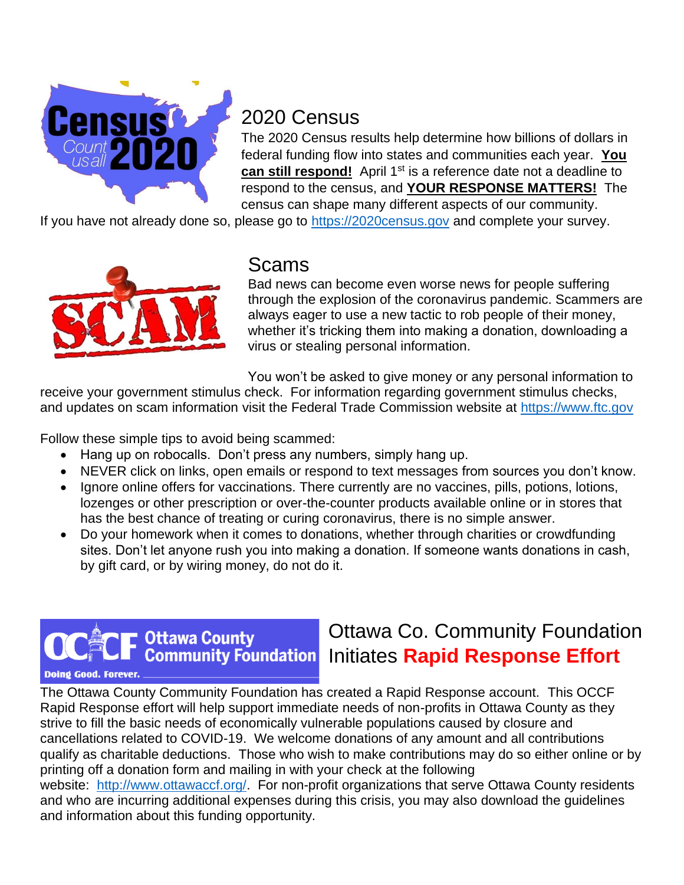## 2020 Census

The 2020 Census results help determine how billions of dollars in federal funding flow into states and communities each year. **You can still respond!** April 1st is a reference date not a deadline to respond to the census, and **YOUR RESPONSE MATTERS!** The census can shape many different aspects of our community. If you have not already done so, please go to https://2020census.gov and complete your survey.

## Scams

Bad news can become even worse news for people suffering through the explosion of the coronavirus pandemic. Scammers are always eager to use a new tactic to rob people of their money, whether it's tricking them into making a donation, downloading a virus or stealing personal information.

You won't be asked to give money or any personal information to receive your government stimulus check. For information regarding government stimulus checks, and updates on scam information visit the Federal Trade Commission website at https://www.ftc.gov

Follow these simple tips to avoid being scammed:

- Hang up on robocalls. Don't press any numbers, simply hang up.
- NEVER click on links, open emails or respond to text messages from sources you don't know.
- Ignore online offers for vaccinations. There currently are no vaccines, pills, potions, lotions, lozenges or other prescription or over-the-counter products available online or in stores that has the best chance of treating or curing coronavirus, there is no simple answer.
- Do your homework when it comes to donations, whether through charities or crowdfunding sites. Don't let anyone rush you into making a donation. If someone wants donations in cash, by gift card, or by wiring money, do not do it.

## Ottawa Co. Community Foundation Initiates Rapid Response Effort

The Ottawa County Community Foundation has created a Rapid Response account. This OCCF Rapid Response effort will help support immediate needs of non-profits in Ottawa County as they strive to fill the basic needs of economically vulnerable populations caused by closure and cancellations related to COVID-19. We welcome donations of any amount and all contributions qualify as charitable deductions. Those who wish to make contributions may do so either online or by printing off a donation form and mailing in with your check at the following website: http://www.ottawaccf.org/. For non-profit organizations that serve Ottawa County residents and who are incurring additional expenses during this crisis, you may also download the guidelines and information about this funding opportunity.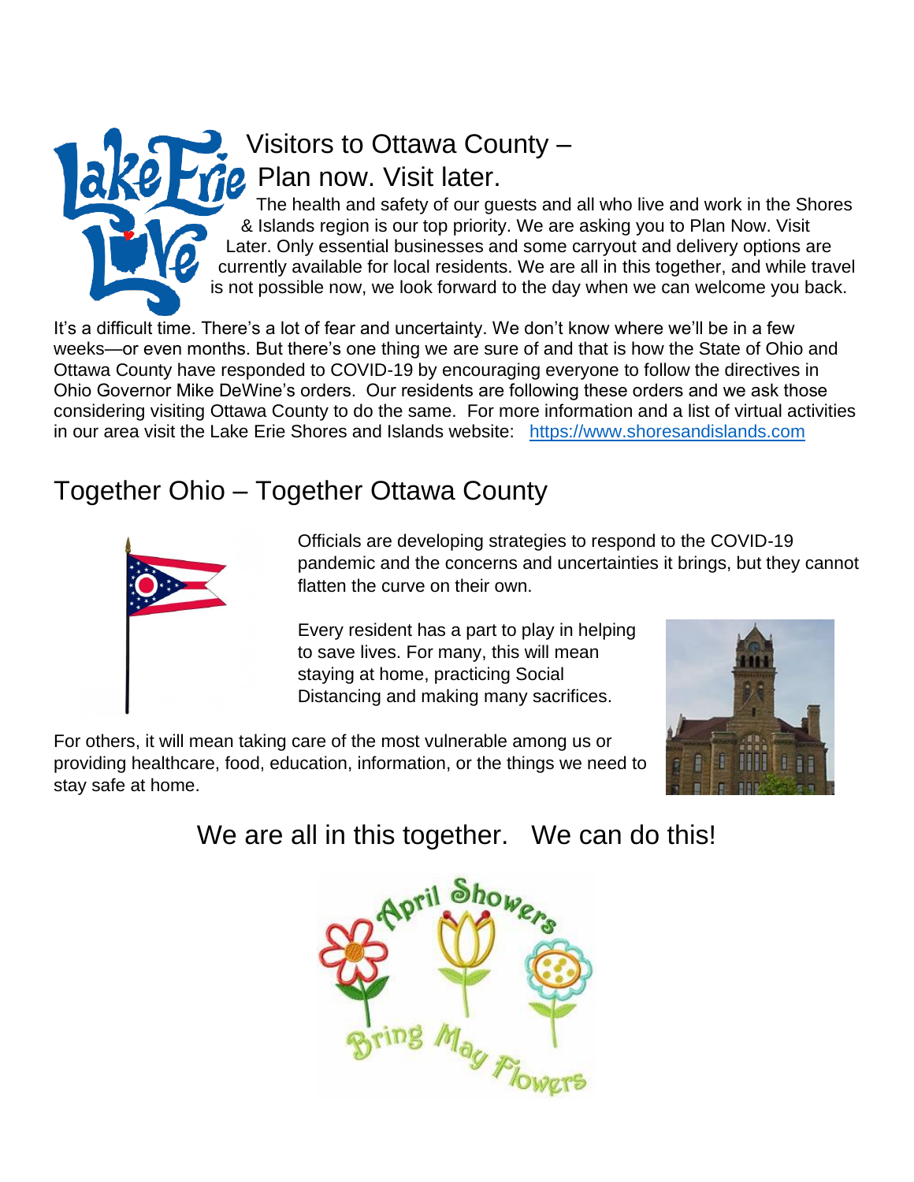## Visitors to Ottawa County – Plan now. Visit later.

The health and safety of our guests and all who live and work in the Shores & Islands region is our top priority. We are asking you to Plan Now. Visit Later. Only essential businesses and some carryout and delivery options are currently available for local residents. We are all in this together, and while travel is not possible now, we look forward to the day when we can welcome you back.

It's a difficult time. There's a lot of fear and uncertainty. We don't know where we'll be in a few weeks—or even months. But there's one thing we are sure of and that is how the State of Ohio and Ottawa County have responded to COVID-19 by encouraging everyone to follow the directives in Ohio Governor Mike DeWine's orders. Our residents are following these orders and we ask those considering visiting Ottawa County to do the same. For more information and a list of virtual activities in our area visit the Lake Erie Shores and Islands website: https://www.shoresandislands.com

## Together Ohio – Together Ottawa County

Officials are developing strategies to respond to the COVID-19 pandemic and the concerns and uncertainties it brings, but they cannot flatten the curve on their own.

Every resident has a part to play in helping to save lives. For many, this will mean staying at home, practicing Social Distancing and making many sacrifices.

For others, it will mean taking care of the most vulnerable among us or providing healthcare, food, education, information, or the things we need to stay safe at home.

### We are all in this together. We can do this!